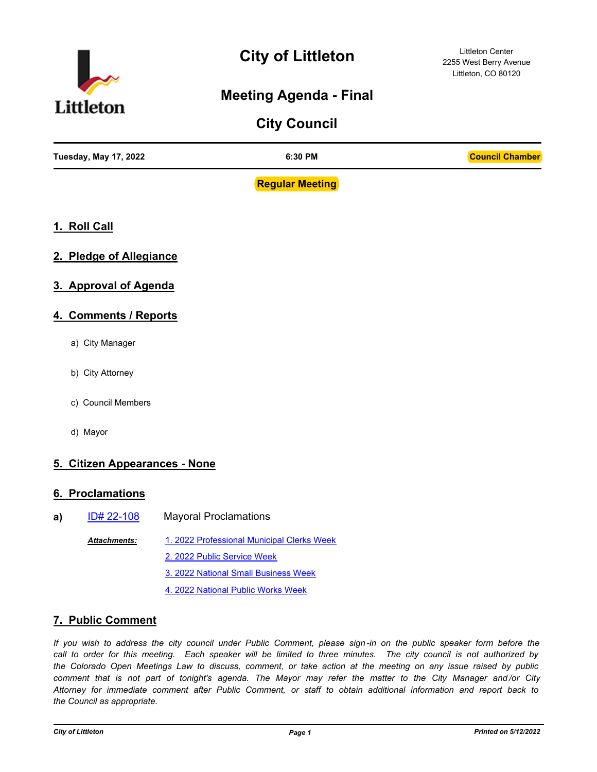# City of Littleton

Littleton Center
2255 West Berry Avenue
Littleton, CO 80120

## Meeting Agenda - Final

## City Council

**Tuesday, May 17, 2022** | **6:30 PM** | **Council Chamber**

**Regular Meeting**

## 1. Roll Call

## 2. Pledge of Allegiance

## 3. Approval of Agenda

## 4. Comments / Reports

a) City Manager

b) City Attorney

c) Council Members

d) Mayor

## 5. Citizen Appearances - None

## 6. Proclamations

**a)** ID# 22-108 Mayoral Proclamations

***Attachments:***
1. 2022 Professional Municipal Clerks Week
2. 2022 Public Service Week
3. 2022 National Small Business Week
4. 2022 National Public Works Week

## 7. Public Comment

*If you wish to address the city council under Public Comment, please sign-in on the public speaker form before the call to order for this meeting. Each speaker will be limited to three minutes. The city council is not authorized by the Colorado Open Meetings Law to discuss, comment, or take action at the meeting on any issue raised by public comment that is not part of tonight's agenda. The Mayor may refer the matter to the City Manager and/or City Attorney for immediate comment after Public Comment, or staff to obtain additional information and report back to the Council as appropriate.*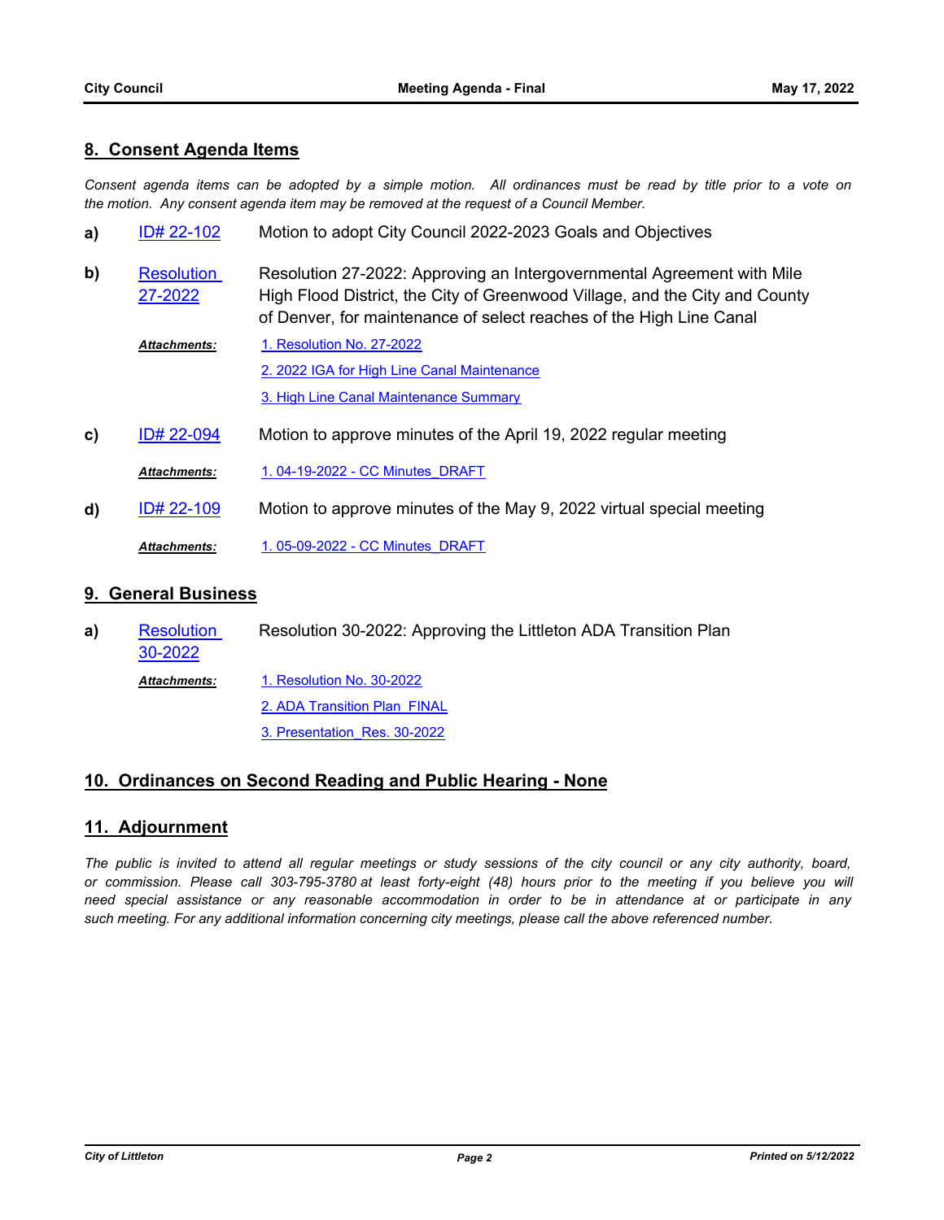## 8. Consent Agenda Items

*Consent agenda items can be adopted by a simple motion. All ordinances must be read by title prior to a vote on the motion. Any consent agenda item may be removed at the request of a Council Member.*

**a)** ID# 22-102 — Motion to adopt City Council 2022-2023 Goals and Objectives

**b)** Resolution 27-2022 — Resolution 27-2022: Approving an Intergovernmental Agreement with Mile High Flood District, the City of Greenwood Village, and the City and County of Denver, for maintenance of select reaches of the High Line Canal

***Attachments:***
1. Resolution No. 27-2022
2. 2022 IGA for High Line Canal Maintenance
3. High Line Canal Maintenance Summary

**c)** ID# 22-094 — Motion to approve minutes of the April 19, 2022 regular meeting

***Attachments:***
1. 04-19-2022 - CC Minutes_DRAFT

**d)** ID# 22-109 — Motion to approve minutes of the May 9, 2022 virtual special meeting

***Attachments:***
1. 05-09-2022 - CC Minutes_DRAFT

## 9. General Business

**a)** Resolution 30-2022 — Resolution 30-2022: Approving the Littleton ADA Transition Plan

***Attachments:***
1. Resolution No. 30-2022
2. ADA Transition Plan_FINAL
3. Presentation_Res. 30-2022

## 10. Ordinances on Second Reading and Public Hearing - None

## 11. Adjournment

*The public is invited to attend all regular meetings or study sessions of the city council or any city authority, board, or commission. Please call 303-795-3780 at least forty-eight (48) hours prior to the meeting if you believe you will need special assistance or any reasonable accommodation in order to be in attendance at or participate in any such meeting. For any additional information concerning city meetings, please call the above referenced number.*